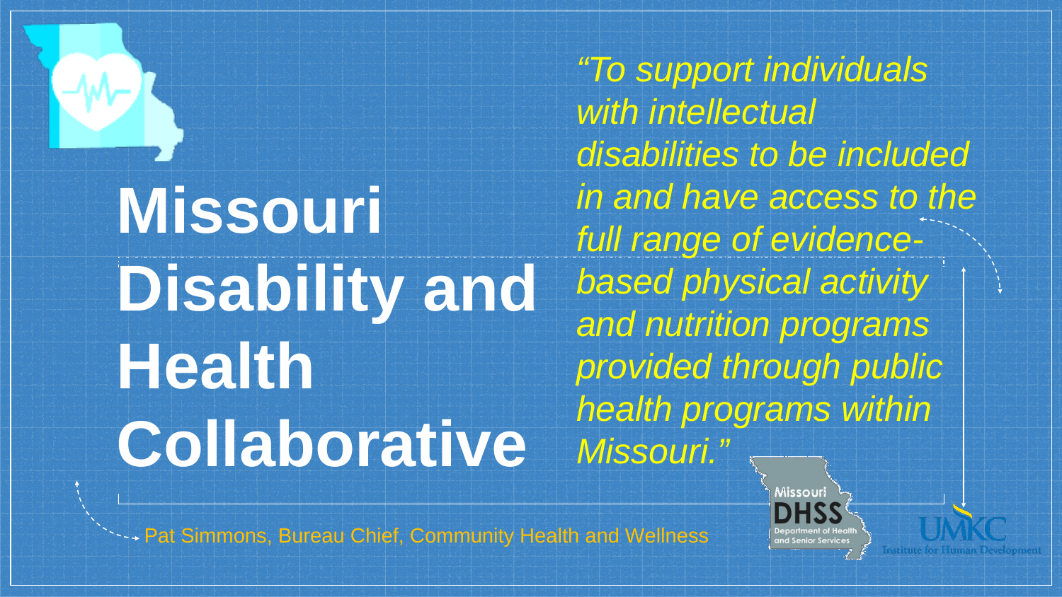# Missouri Disability and Health Collaborative

*"To support individuals with intellectual disabilities to be included in and have access to the full range of evidence-based physical activity and nutrition programs provided through public health programs within Missouri."*

Pat Simmons, Bureau Chief, Community Health and Wellness

Missouri DHSS Department of Health and Senior Services

UMKC Institute for Human Development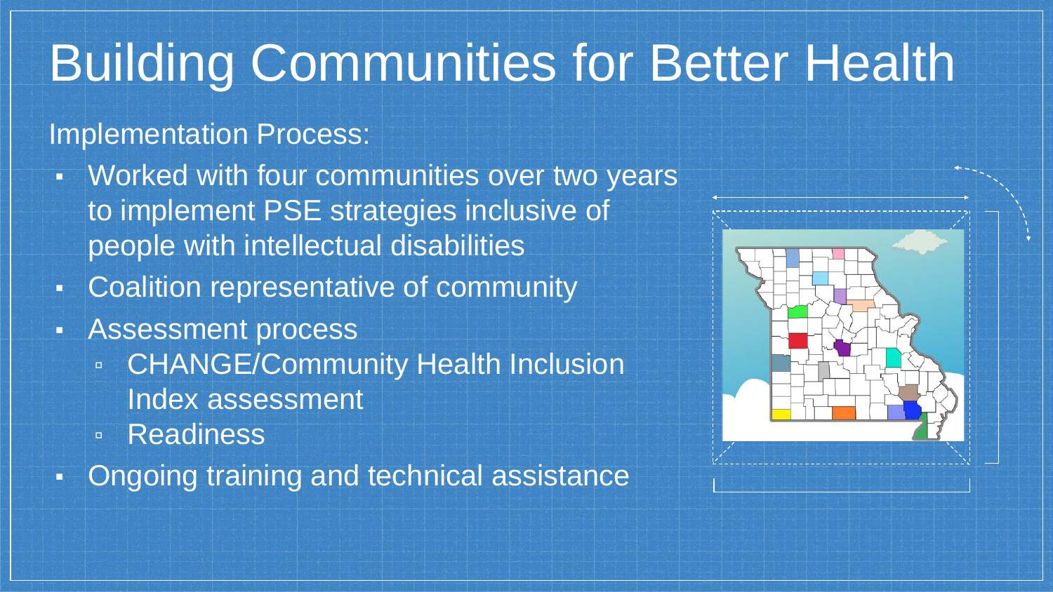# Building Communities for Better Health

Implementation Process:

- Worked with four communities over two years to implement PSE strategies inclusive of people with intellectual disabilities
- Coalition representative of community
- Assessment process
  - CHANGE/Community Health Inclusion Index assessment
  - Readiness
- Ongoing training and technical assistance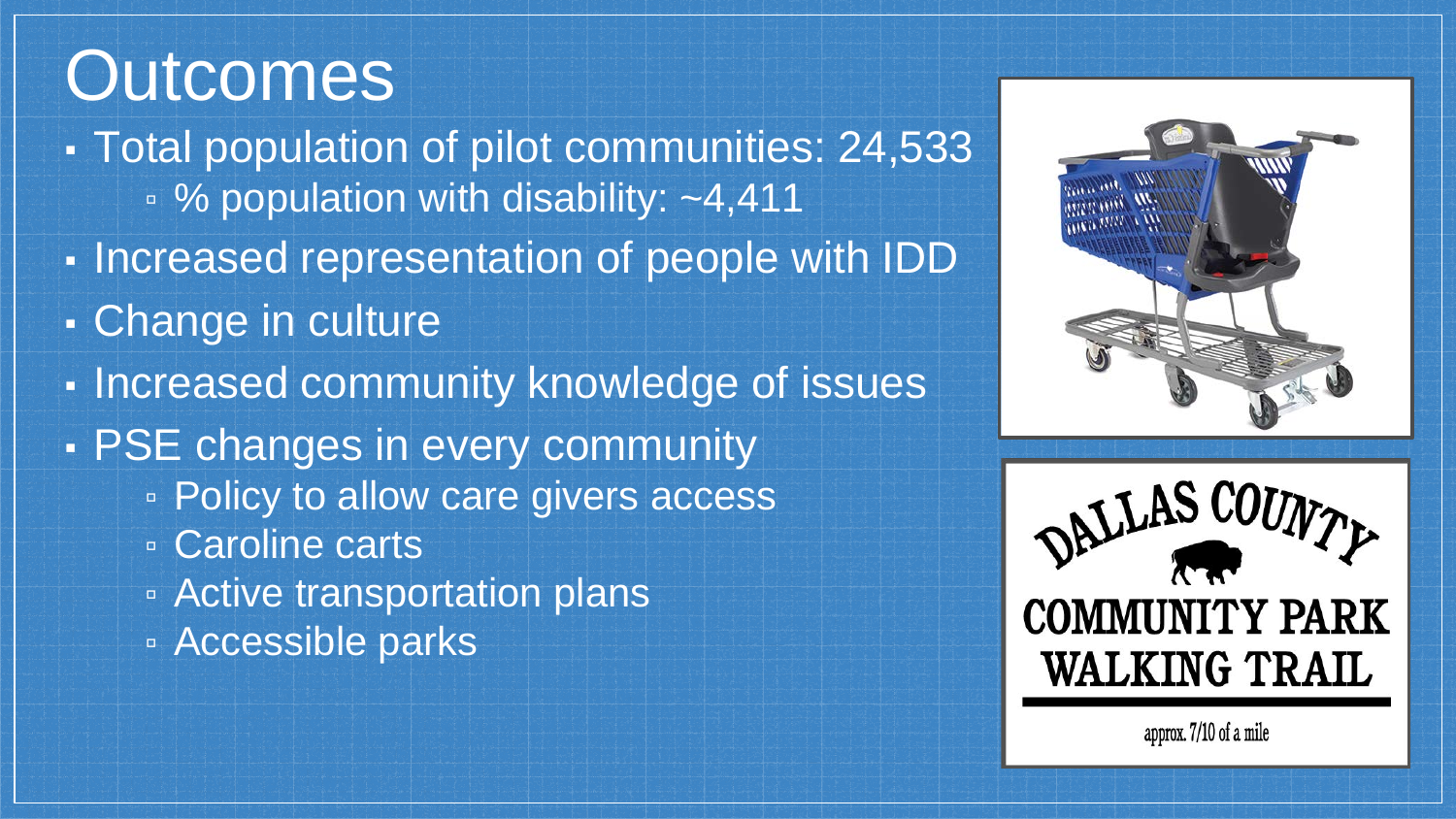# Outcomes

- Total population of pilot communities: 24,533
  - % population with disability: ~4,411
- Increased representation of people with IDD
- Change in culture
- Increased community knowledge of issues
- PSE changes in every community
  - Policy to allow care givers access
  - Caroline carts
  - Active transportation plans
  - Accessible parks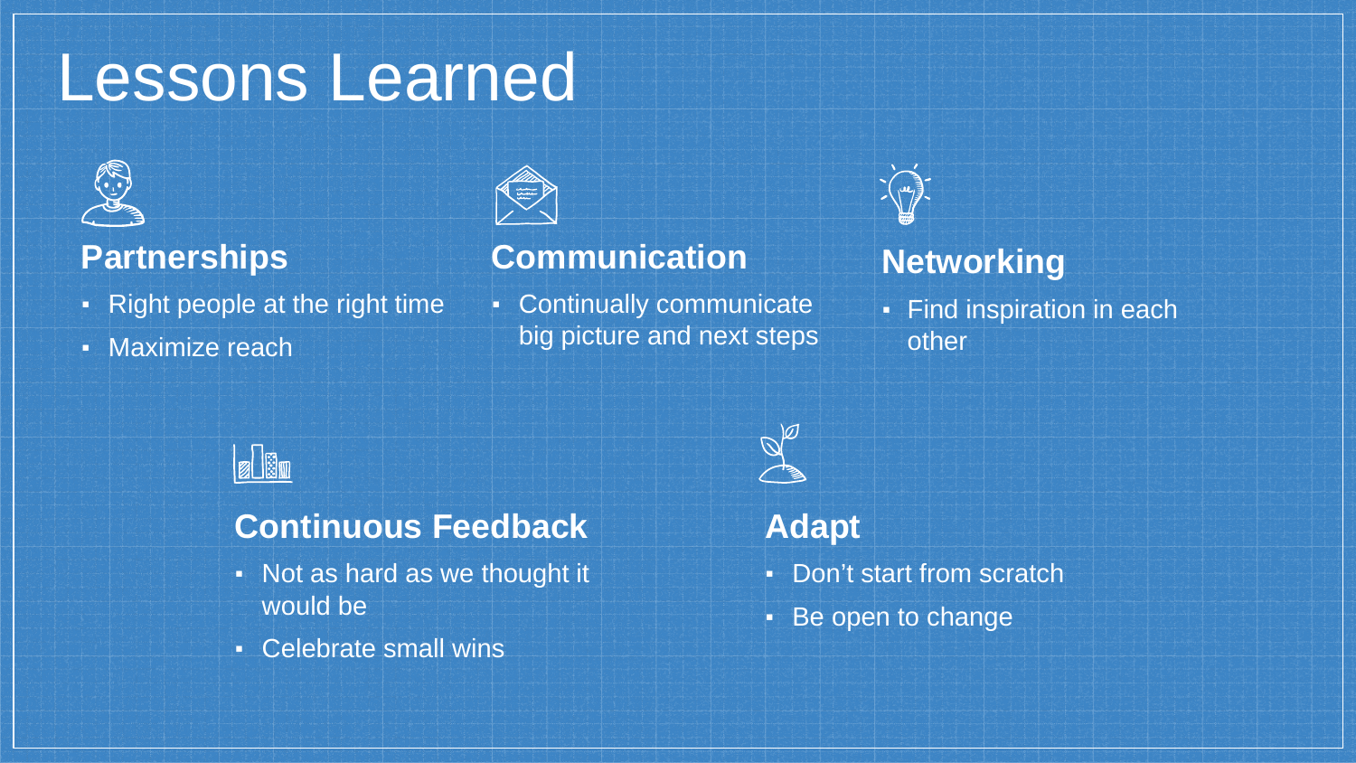# Lessons Learned

## Partnerships

- Right people at the right time
- Maximize reach

## Communication

- Continually communicate big picture and next steps

## Networking

- Find inspiration in each other

## Continuous Feedback

- Not as hard as we thought it would be
- Celebrate small wins

## Adapt

- Don't start from scratch
- Be open to change